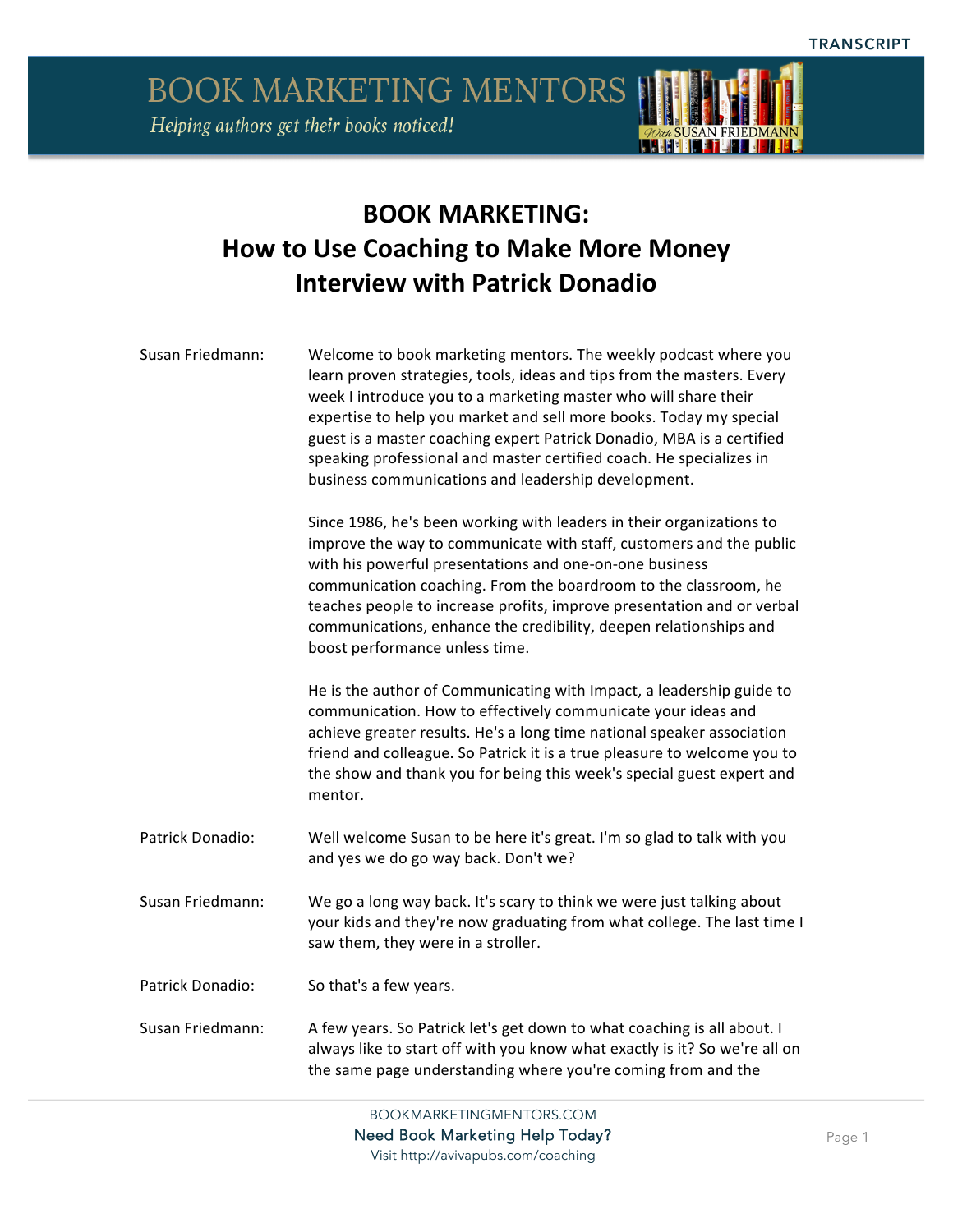# BOOK MARKETING:
# How to Use Coaching to Make More Money
# Interview with Patrick Donadio

**Susan Friedmann:** Welcome to book marketing mentors. The weekly podcast where you learn proven strategies, tools, ideas and tips from the masters. Every week I introduce you to a marketing master who will share their expertise to help you market and sell more books. Today my special guest is a master coaching expert Patrick Donadio, MBA is a certified speaking professional and master certified coach. He specializes in business communications and leadership development.

Since 1986, he's been working with leaders in their organizations to improve the way to communicate with staff, customers and the public with his powerful presentations and one-on-one business communication coaching. From the boardroom to the classroom, he teaches people to increase profits, improve presentation and or verbal communications, enhance the credibility, deepen relationships and boost performance unless time.

He is the author of Communicating with Impact, a leadership guide to communication. How to effectively communicate your ideas and achieve greater results. He's a long time national speaker association friend and colleague. So Patrick it is a true pleasure to welcome you to the show and thank you for being this week's special guest expert and mentor.

**Patrick Donadio:** Well welcome Susan to be here it's great. I'm so glad to talk with you and yes we do go way back. Don't we?

**Susan Friedmann:** We go a long way back. It's scary to think we were just talking about your kids and they're now graduating from what college. The last time I saw them, they were in a stroller.

**Patrick Donadio:** So that's a few years.

**Susan Friedmann:** A few years. So Patrick let's get down to what coaching is all about. I always like to start off with you know what exactly is it? So we're all on the same page understanding where you're coming from and the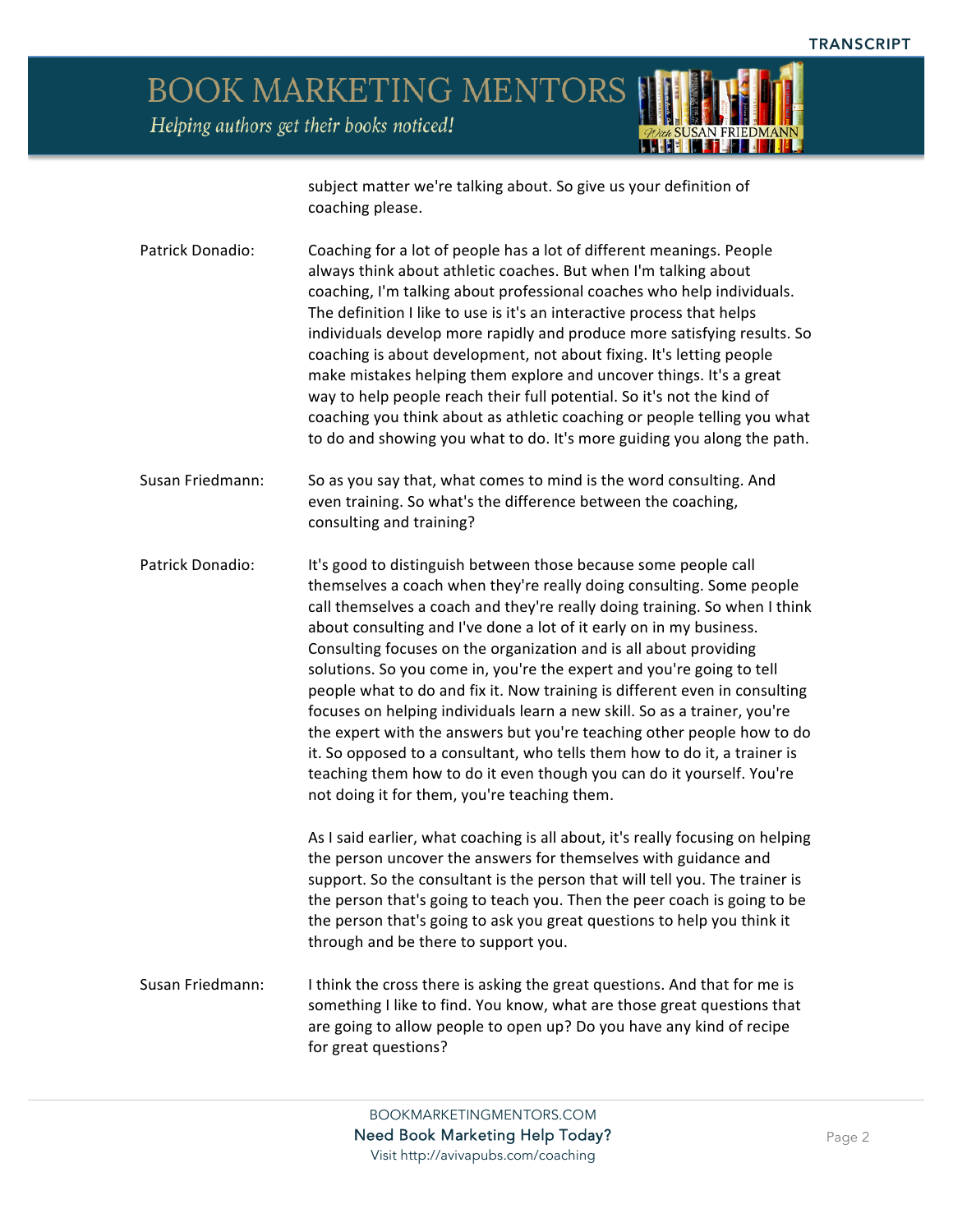subject matter we're talking about. So give us your definition of coaching please.

**Patrick Donadio:** Coaching for a lot of people has a lot of different meanings. People always think about athletic coaches. But when I'm talking about coaching, I'm talking about professional coaches who help individuals. The definition I like to use is it's an interactive process that helps individuals develop more rapidly and produce more satisfying results. So coaching is about development, not about fixing. It's letting people make mistakes helping them explore and uncover things. It's a great way to help people reach their full potential. So it's not the kind of coaching you think about as athletic coaching or people telling you what to do and showing you what to do. It's more guiding you along the path.

**Susan Friedmann:** So as you say that, what comes to mind is the word consulting. And even training. So what's the difference between the coaching, consulting and training?

**Patrick Donadio:** It's good to distinguish between those because some people call themselves a coach when they're really doing consulting. Some people call themselves a coach and they're really doing training. So when I think about consulting and I've done a lot of it early on in my business. Consulting focuses on the organization and is all about providing solutions. So you come in, you're the expert and you're going to tell people what to do and fix it. Now training is different even in consulting focuses on helping individuals learn a new skill. So as a trainer, you're the expert with the answers but you're teaching other people how to do it. So opposed to a consultant, who tells them how to do it, a trainer is teaching them how to do it even though you can do it yourself. You're not doing it for them, you're teaching them.

As I said earlier, what coaching is all about, it's really focusing on helping the person uncover the answers for themselves with guidance and support. So the consultant is the person that will tell you. The trainer is the person that's going to teach you. Then the peer coach is going to be the person that's going to ask you great questions to help you think it through and be there to support you.

**Susan Friedmann:** I think the cross there is asking the great questions. And that for me is something I like to find. You know, what are those great questions that are going to allow people to open up? Do you have any kind of recipe for great questions?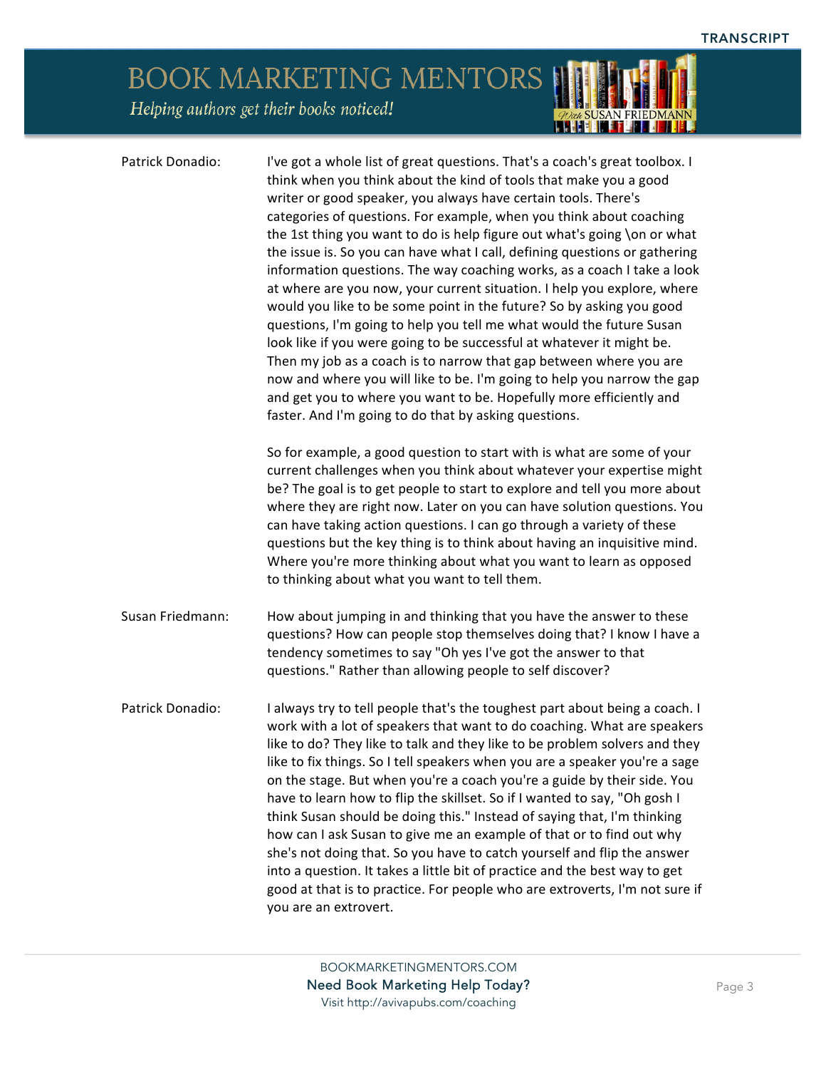**Patrick Donadio:** I've got a whole list of great questions. That's a coach's great toolbox. I think when you think about the kind of tools that make you a good writer or good speaker, you always have certain tools. There's categories of questions. For example, when you think about coaching the 1st thing you want to do is help figure out what's going \on or what the issue is. So you can have what I call, defining questions or gathering information questions. The way coaching works, as a coach I take a look at where are you now, your current situation. I help you explore, where would you like to be some point in the future? So by asking you good questions, I'm going to help you tell me what would the future Susan look like if you were going to be successful at whatever it might be. Then my job as a coach is to narrow that gap between where you are now and where you will like to be. I'm going to help you narrow the gap and get you to where you want to be. Hopefully more efficiently and faster. And I'm going to do that by asking questions.

So for example, a good question to start with is what are some of your current challenges when you think about whatever your expertise might be? The goal is to get people to start to explore and tell you more about where they are right now. Later on you can have solution questions. You can have taking action questions. I can go through a variety of these questions but the key thing is to think about having an inquisitive mind. Where you're more thinking about what you want to learn as opposed to thinking about what you want to tell them.

**Susan Friedmann:** How about jumping in and thinking that you have the answer to these questions? How can people stop themselves doing that? I know I have a tendency sometimes to say "Oh yes I've got the answer to that questions." Rather than allowing people to self discover?

**Patrick Donadio:** I always try to tell people that's the toughest part about being a coach. I work with a lot of speakers that want to do coaching. What are speakers like to do? They like to talk and they like to be problem solvers and they like to fix things. So I tell speakers when you are a speaker you're a sage on the stage. But when you're a coach you're a guide by their side. You have to learn how to flip the skillset. So if I wanted to say, "Oh gosh I think Susan should be doing this." Instead of saying that, I'm thinking how can I ask Susan to give me an example of that or to find out why she's not doing that. So you have to catch yourself and flip the answer into a question. It takes a little bit of practice and the best way to get good at that is to practice. For people who are extroverts, I'm not sure if you are an extrovert.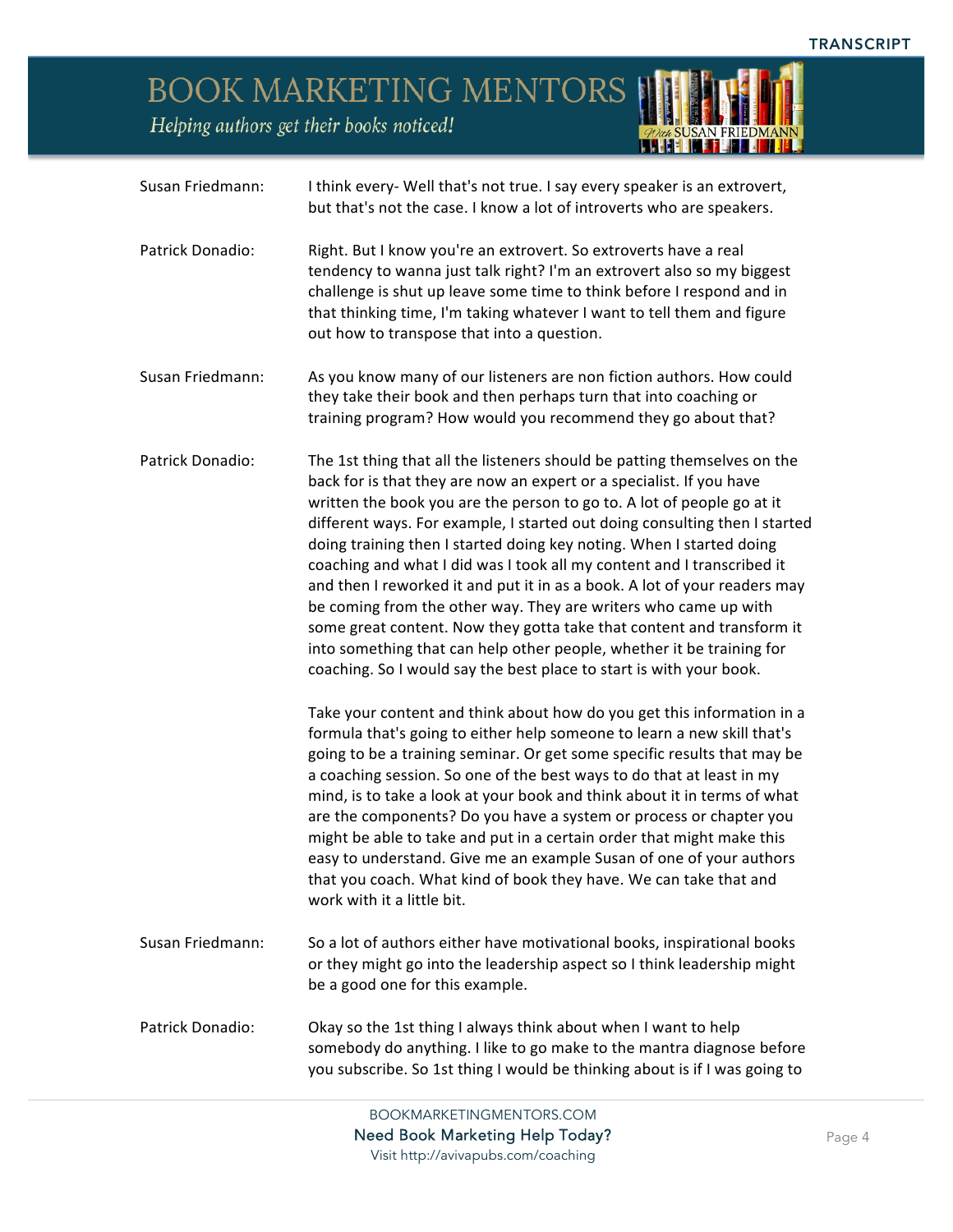**Susan Friedmann:** I think every- Well that's not true. I say every speaker is an extrovert, but that's not the case. I know a lot of introverts who are speakers.

**Patrick Donadio:** Right. But I know you're an extrovert. So extroverts have a real tendency to wanna just talk right? I'm an extrovert also so my biggest challenge is shut up leave some time to think before I respond and in that thinking time, I'm taking whatever I want to tell them and figure out how to transpose that into a question.

**Susan Friedmann:** As you know many of our listeners are non fiction authors. How could they take their book and then perhaps turn that into coaching or training program? How would you recommend they go about that?

**Patrick Donadio:** The 1st thing that all the listeners should be patting themselves on the back for is that they are now an expert or a specialist. If you have written the book you are the person to go to. A lot of people go at it different ways. For example, I started out doing consulting then I started doing training then I started doing key noting. When I started doing coaching and what I did was I took all my content and I transcribed it and then I reworked it and put it in as a book. A lot of your readers may be coming from the other way. They are writers who came up with some great content. Now they gotta take that content and transform it into something that can help other people, whether it be training for coaching. So I would say the best place to start is with your book.

Take your content and think about how do you get this information in a formula that's going to either help someone to learn a new skill that's going to be a training seminar. Or get some specific results that may be a coaching session. So one of the best ways to do that at least in my mind, is to take a look at your book and think about it in terms of what are the components? Do you have a system or process or chapter you might be able to take and put in a certain order that might make this easy to understand. Give me an example Susan of one of your authors that you coach. What kind of book they have. We can take that and work with it a little bit.

**Susan Friedmann:** So a lot of authors either have motivational books, inspirational books or they might go into the leadership aspect so I think leadership might be a good one for this example.

**Patrick Donadio:** Okay so the 1st thing I always think about when I want to help somebody do anything. I like to go make to the mantra diagnose before you subscribe. So 1st thing I would be thinking about is if I was going to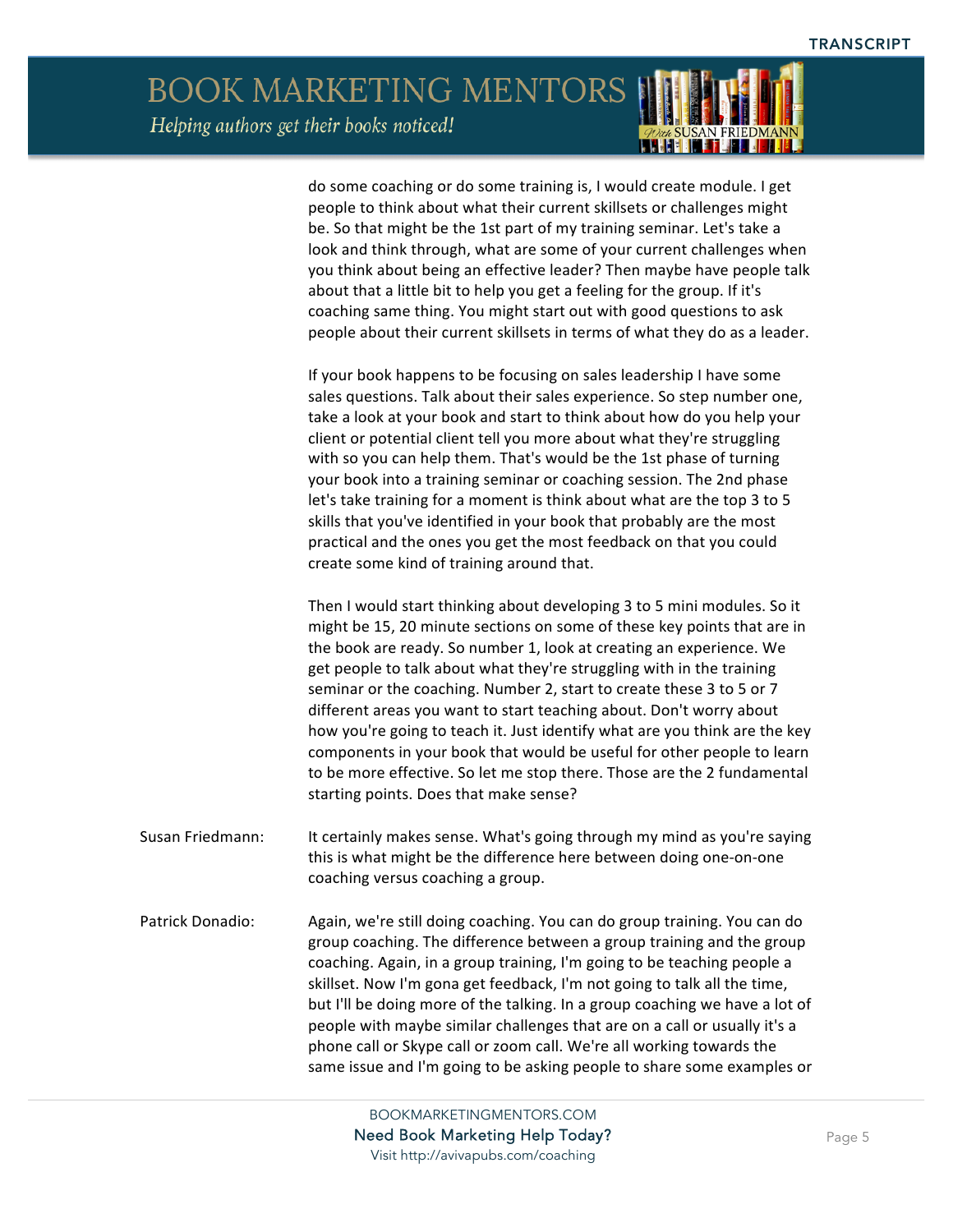do some coaching or do some training is, I would create module. I get people to think about what their current skillsets or challenges might be. So that might be the 1st part of my training seminar. Let's take a look and think through, what are some of your current challenges when you think about being an effective leader? Then maybe have people talk about that a little bit to help you get a feeling for the group. If it's coaching same thing. You might start out with good questions to ask people about their current skillsets in terms of what they do as a leader.

If your book happens to be focusing on sales leadership I have some sales questions. Talk about their sales experience. So step number one, take a look at your book and start to think about how do you help your client or potential client tell you more about what they're struggling with so you can help them. That's would be the 1st phase of turning your book into a training seminar or coaching session. The 2nd phase let's take training for a moment is think about what are the top 3 to 5 skills that you've identified in your book that probably are the most practical and the ones you get the most feedback on that you could create some kind of training around that.

Then I would start thinking about developing 3 to 5 mini modules. So it might be 15, 20 minute sections on some of these key points that are in the book are ready. So number 1, look at creating an experience. We get people to talk about what they're struggling with in the training seminar or the coaching. Number 2, start to create these 3 to 5 or 7 different areas you want to start teaching about. Don't worry about how you're going to teach it. Just identify what are you think are the key components in your book that would be useful for other people to learn to be more effective. So let me stop there. Those are the 2 fundamental starting points. Does that make sense?

**Susan Friedmann:** It certainly makes sense. What's going through my mind as you're saying this is what might be the difference here between doing one-on-one coaching versus coaching a group.

**Patrick Donadio:** Again, we're still doing coaching. You can do group training. You can do group coaching. The difference between a group training and the group coaching. Again, in a group training, I'm going to be teaching people a skillset. Now I'm gona get feedback, I'm not going to talk all the time, but I'll be doing more of the talking. In a group coaching we have a lot of people with maybe similar challenges that are on a call or usually it's a phone call or Skype call or zoom call. We're all working towards the same issue and I'm going to be asking people to share some examples or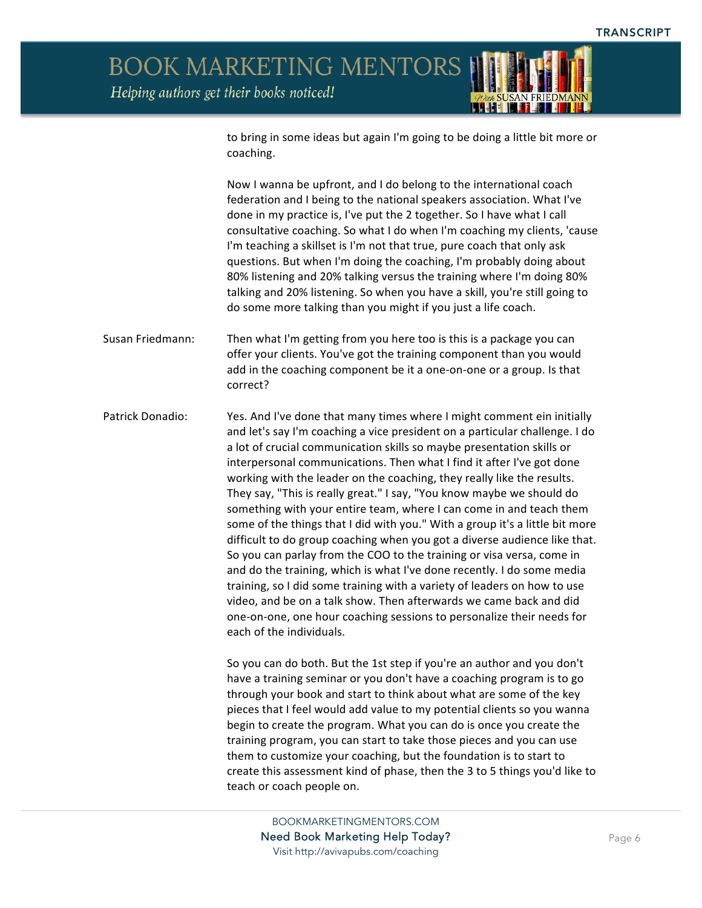to bring in some ideas but again I'm going to be doing a little bit more or coaching.

Now I wanna be upfront, and I do belong to the international coach federation and I being to the national speakers association. What I've done in my practice is, I've put the 2 together. So I have what I call consultative coaching. So what I do when I'm coaching my clients, 'cause I'm teaching a skillset is I'm not that true, pure coach that only ask questions. But when I'm doing the coaching, I'm probably doing about 80% listening and 20% talking versus the training where I'm doing 80% talking and 20% listening. So when you have a skill, you're still going to do some more talking than you might if you just a life coach.

Susan Friedmann: Then what I'm getting from you here too is this is a package you can offer your clients. You've got the training component than you would add in the coaching component be it a one-on-one or a group. Is that correct?

Patrick Donadio: Yes. And I've done that many times where I might comment ein initially and let's say I'm coaching a vice president on a particular challenge. I do a lot of crucial communication skills so maybe presentation skills or interpersonal communications. Then what I find it after I've got done working with the leader on the coaching, they really like the results. They say, "This is really great." I say, "You know maybe we should do something with your entire team, where I can come in and teach them some of the things that I did with you." With a group it's a little bit more difficult to do group coaching when you got a diverse audience like that. So you can parlay from the COO to the training or visa versa, come in and do the training, which is what I've done recently. I do some media training, so I did some training with a variety of leaders on how to use video, and be on a talk show. Then afterwards we came back and did one-on-one, one hour coaching sessions to personalize their needs for each of the individuals.

So you can do both. But the 1st step if you're an author and you don't have a training seminar or you don't have a coaching program is to go through your book and start to think about what are some of the key pieces that I feel would add value to my potential clients so you wanna begin to create the program. What you can do is once you create the training program, you can start to take those pieces and you can use them to customize your coaching, but the foundation is to start to create this assessment kind of phase, then the 3 to 5 things you'd like to teach or coach people on.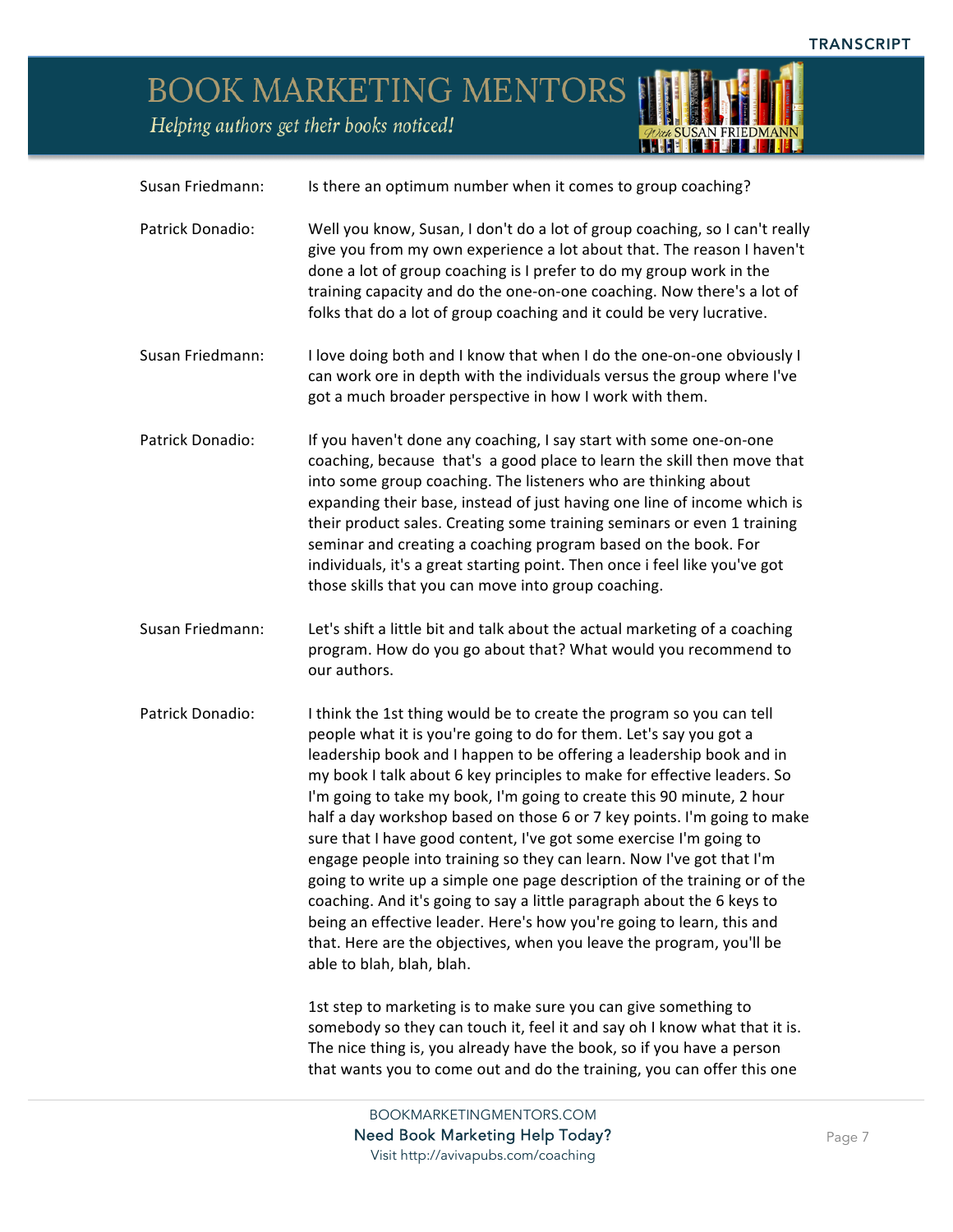**Susan Friedmann:** Is there an optimum number when it comes to group coaching?

**Patrick Donadio:** Well you know, Susan, I don't do a lot of group coaching, so I can't really give you from my own experience a lot about that. The reason I haven't done a lot of group coaching is I prefer to do my group work in the training capacity and do the one-on-one coaching. Now there's a lot of folks that do a lot of group coaching and it could be very lucrative.

**Susan Friedmann:** I love doing both and I know that when I do the one-on-one obviously I can work ore in depth with the individuals versus the group where I've got a much broader perspective in how I work with them.

**Patrick Donadio:** If you haven't done any coaching, I say start with some one-on-one coaching, because that's a good place to learn the skill then move that into some group coaching. The listeners who are thinking about expanding their base, instead of just having one line of income which is their product sales. Creating some training seminars or even 1 training seminar and creating a coaching program based on the book. For individuals, it's a great starting point. Then once i feel like you've got those skills that you can move into group coaching.

**Susan Friedmann:** Let's shift a little bit and talk about the actual marketing of a coaching program. How do you go about that? What would you recommend to our authors.

**Patrick Donadio:** I think the 1st thing would be to create the program so you can tell people what it is you're going to do for them. Let's say you got a leadership book and I happen to be offering a leadership book and in my book I talk about 6 key principles to make for effective leaders. So I'm going to take my book, I'm going to create this 90 minute, 2 hour half a day workshop based on those 6 or 7 key points. I'm going to make sure that I have good content, I've got some exercise I'm going to engage people into training so they can learn. Now I've got that I'm going to write up a simple one page description of the training or of the coaching. And it's going to say a little paragraph about the 6 keys to being an effective leader. Here's how you're going to learn, this and that. Here are the objectives, when you leave the program, you'll be able to blah, blah, blah.

1st step to marketing is to make sure you can give something to somebody so they can touch it, feel it and say oh I know what that it is. The nice thing is, you already have the book, so if you have a person that wants you to come out and do the training, you can offer this one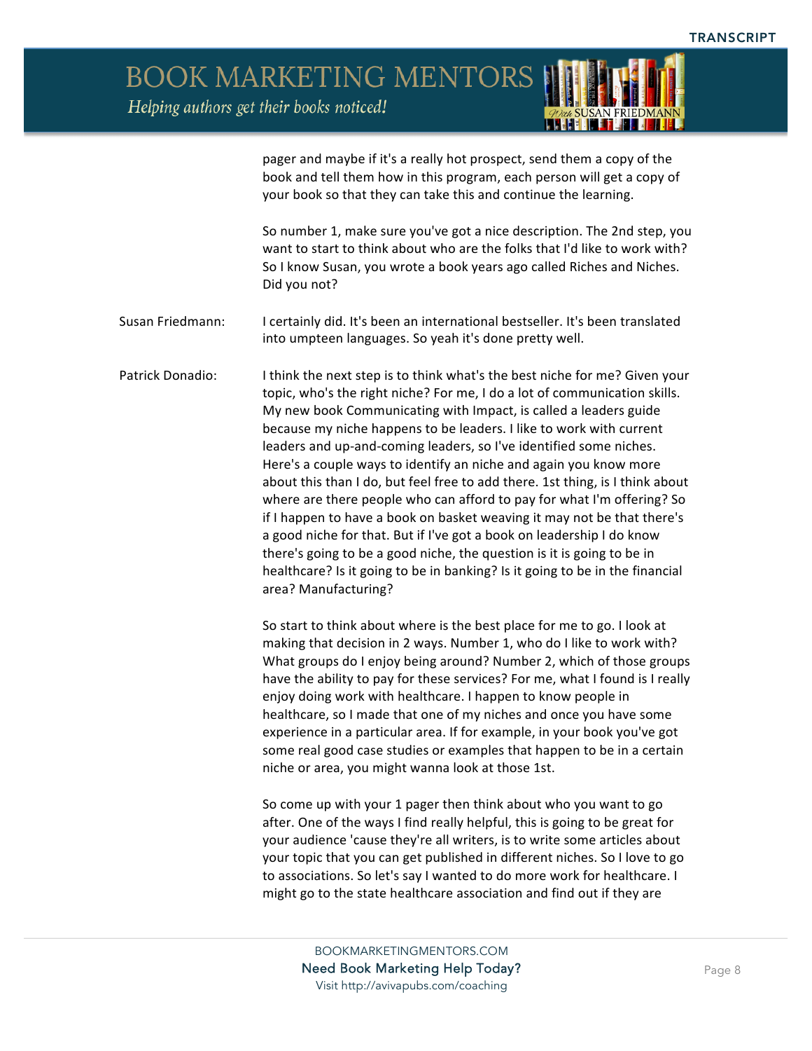pager and maybe if it's a really hot prospect, send them a copy of the book and tell them how in this program, each person will get a copy of your book so that they can take this and continue the learning.

So number 1, make sure you've got a nice description. The 2nd step, you want to start to think about who are the folks that I'd like to work with? So I know Susan, you wrote a book years ago called Riches and Niches. Did you not?

**Susan Friedmann:** I certainly did. It's been an international bestseller. It's been translated into umpteen languages. So yeah it's done pretty well.

**Patrick Donadio:** I think the next step is to think what's the best niche for me? Given your topic, who's the right niche? For me, I do a lot of communication skills. My new book Communicating with Impact, is called a leaders guide because my niche happens to be leaders. I like to work with current leaders and up-and-coming leaders, so I've identified some niches. Here's a couple ways to identify an niche and again you know more about this than I do, but feel free to add there. 1st thing, is I think about where are there people who can afford to pay for what I'm offering? So if I happen to have a book on basket weaving it may not be that there's a good niche for that. But if I've got a book on leadership I do know there's going to be a good niche, the question is it is going to be in healthcare? Is it going to be in banking? Is it going to be in the financial area? Manufacturing?

So start to think about where is the best place for me to go. I look at making that decision in 2 ways. Number 1, who do I like to work with? What groups do I enjoy being around? Number 2, which of those groups have the ability to pay for these services? For me, what I found is I really enjoy doing work with healthcare. I happen to know people in healthcare, so I made that one of my niches and once you have some experience in a particular area. If for example, in your book you've got some real good case studies or examples that happen to be in a certain niche or area, you might wanna look at those 1st.

So come up with your 1 pager then think about who you want to go after. One of the ways I find really helpful, this is going to be great for your audience 'cause they're all writers, is to write some articles about your topic that you can get published in different niches. So I love to go to associations. So let's say I wanted to do more work for healthcare. I might go to the state healthcare association and find out if they are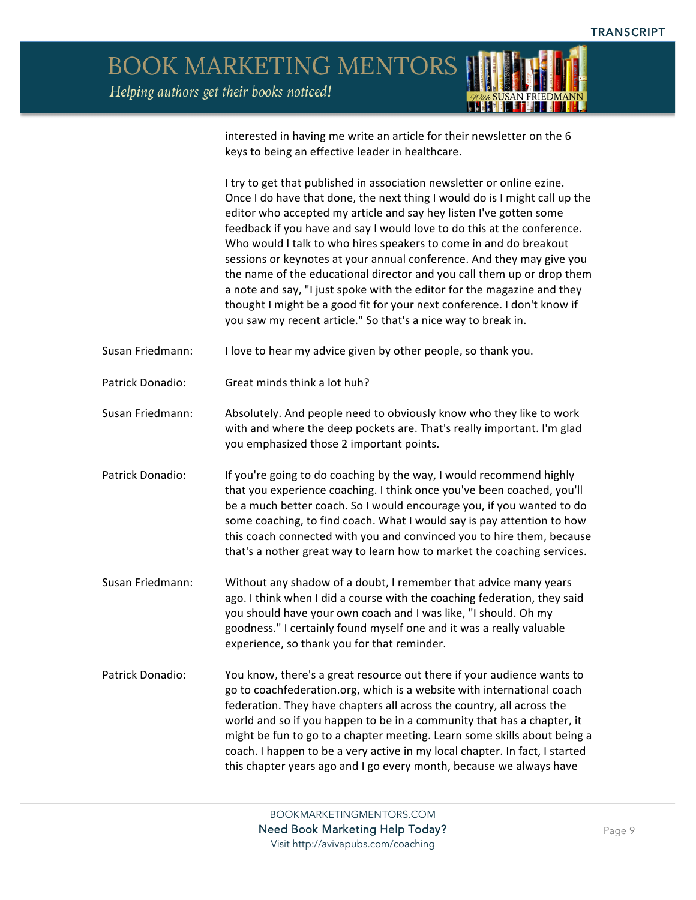interested in having me write an article for their newsletter on the 6 keys to being an effective leader in healthcare.

I try to get that published in association newsletter or online ezine. Once I do have that done, the next thing I would do is I might call up the editor who accepted my article and say hey listen I've gotten some feedback if you have and say I would love to do this at the conference. Who would I talk to who hires speakers to come in and do breakout sessions or keynotes at your annual conference. And they may give you the name of the educational director and you call them up or drop them a note and say, "I just spoke with the editor for the magazine and they thought I might be a good fit for your next conference. I don't know if you saw my recent article." So that's a nice way to break in.

Susan Friedmann: I love to hear my advice given by other people, so thank you.

Patrick Donadio: Great minds think a lot huh?

Susan Friedmann: Absolutely. And people need to obviously know who they like to work with and where the deep pockets are. That's really important. I'm glad you emphasized those 2 important points.

Patrick Donadio: If you're going to do coaching by the way, I would recommend highly that you experience coaching. I think once you've been coached, you'll be a much better coach. So I would encourage you, if you wanted to do some coaching, to find coach. What I would say is pay attention to how this coach connected with you and convinced you to hire them, because that's a nother great way to learn how to market the coaching services.

Susan Friedmann: Without any shadow of a doubt, I remember that advice many years ago. I think when I did a course with the coaching federation, they said you should have your own coach and I was like, "I should. Oh my goodness." I certainly found myself one and it was a really valuable experience, so thank you for that reminder.

Patrick Donadio: You know, there's a great resource out there if your audience wants to go to coachfederation.org, which is a website with international coach federation. They have chapters all across the country, all across the world and so if you happen to be in a community that has a chapter, it might be fun to go to a chapter meeting. Learn some skills about being a coach. I happen to be a very active in my local chapter. In fact, I started this chapter years ago and I go every month, because we always have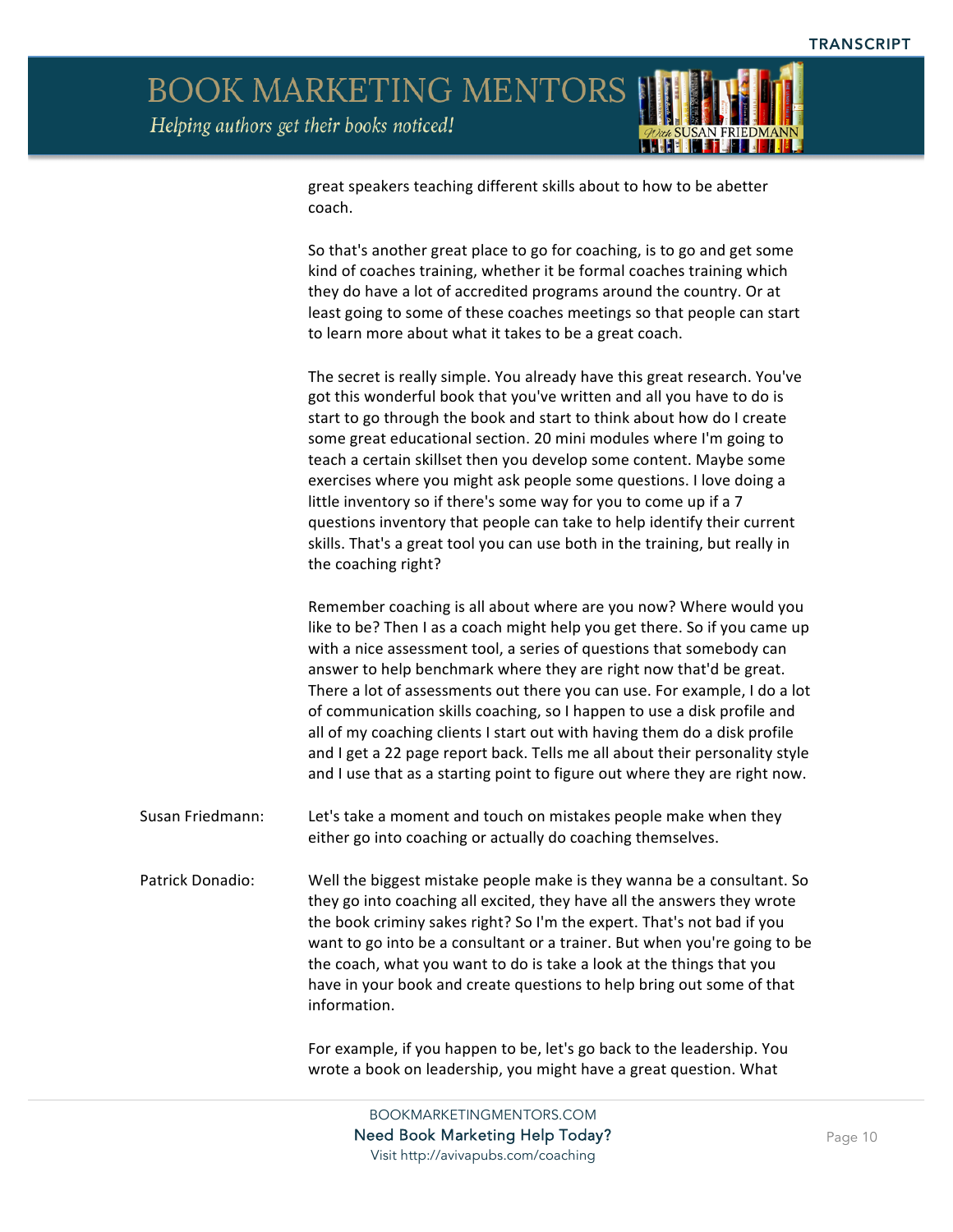great speakers teaching different skills about to how to be abetter coach.

So that's another great place to go for coaching, is to go and get some kind of coaches training, whether it be formal coaches training which they do have a lot of accredited programs around the country. Or at least going to some of these coaches meetings so that people can start to learn more about what it takes to be a great coach.

The secret is really simple. You already have this great research. You've got this wonderful book that you've written and all you have to do is start to go through the book and start to think about how do I create some great educational section. 20 mini modules where I'm going to teach a certain skillset then you develop some content. Maybe some exercises where you might ask people some questions. I love doing a little inventory so if there's some way for you to come up if a 7 questions inventory that people can take to help identify their current skills. That's a great tool you can use both in the training, but really in the coaching right?

Remember coaching is all about where are you now? Where would you like to be? Then I as a coach might help you get there. So if you came up with a nice assessment tool, a series of questions that somebody can answer to help benchmark where they are right now that'd be great. There a lot of assessments out there you can use. For example, I do a lot of communication skills coaching, so I happen to use a disk profile and all of my coaching clients I start out with having them do a disk profile and I get a 22 page report back. Tells me all about their personality style and I use that as a starting point to figure out where they are right now.

**Susan Friedmann:** Let's take a moment and touch on mistakes people make when they either go into coaching or actually do coaching themselves.

**Patrick Donadio:** Well the biggest mistake people make is they wanna be a consultant. So they go into coaching all excited, they have all the answers they wrote the book criminy sakes right? So I'm the expert. That's not bad if you want to go into be a consultant or a trainer. But when you're going to be the coach, what you want to do is take a look at the things that you have in your book and create questions to help bring out some of that information.

For example, if you happen to be, let's go back to the leadership. You wrote a book on leadership, you might have a great question. What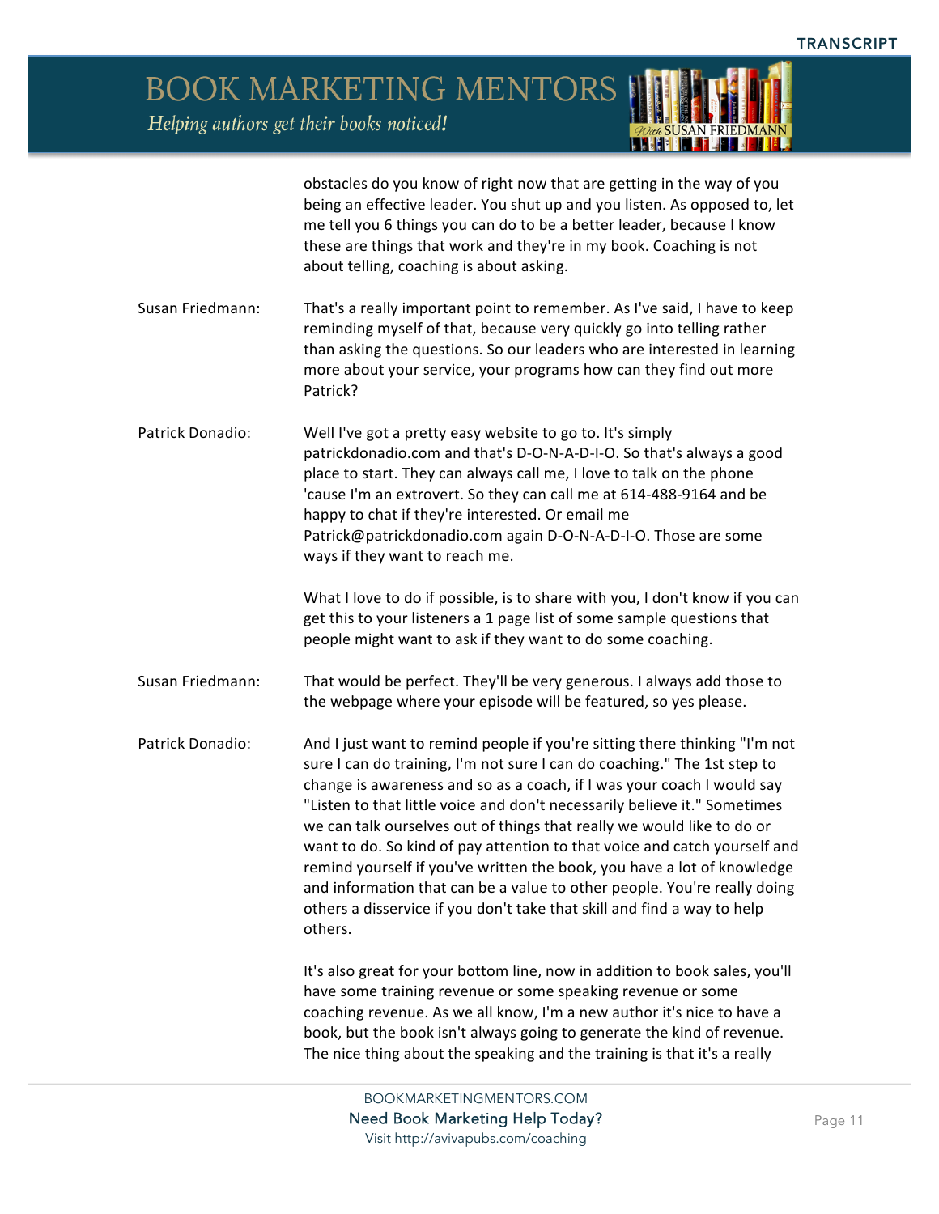obstacles do you know of right now that are getting in the way of you being an effective leader. You shut up and you listen. As opposed to, let me tell you 6 things you can do to be a better leader, because I know these are things that work and they're in my book. Coaching is not about telling, coaching is about asking.

**Susan Friedmann:** That's a really important point to remember. As I've said, I have to keep reminding myself of that, because very quickly go into telling rather than asking the questions. So our leaders who are interested in learning more about your service, your programs how can they find out more Patrick?

**Patrick Donadio:** Well I've got a pretty easy website to go to. It's simply patrickdonadio.com and that's D-O-N-A-D-I-O. So that's always a good place to start. They can always call me, I love to talk on the phone 'cause I'm an extrovert. So they can call me at 614-488-9164 and be happy to chat if they're interested. Or email me Patrick@patrickdonadio.com again D-O-N-A-D-I-O. Those are some ways if they want to reach me.

What I love to do if possible, is to share with you, I don't know if you can get this to your listeners a 1 page list of some sample questions that people might want to ask if they want to do some coaching.

**Susan Friedmann:** That would be perfect. They'll be very generous. I always add those to the webpage where your episode will be featured, so yes please.

**Patrick Donadio:** And I just want to remind people if you're sitting there thinking "I'm not sure I can do training, I'm not sure I can do coaching." The 1st step to change is awareness and so as a coach, if I was your coach I would say "Listen to that little voice and don't necessarily believe it." Sometimes we can talk ourselves out of things that really we would like to do or want to do. So kind of pay attention to that voice and catch yourself and remind yourself if you've written the book, you have a lot of knowledge and information that can be a value to other people. You're really doing others a disservice if you don't take that skill and find a way to help others.

It's also great for your bottom line, now in addition to book sales, you'll have some training revenue or some speaking revenue or some coaching revenue. As we all know, I'm a new author it's nice to have a book, but the book isn't always going to generate the kind of revenue. The nice thing about the speaking and the training is that it's a really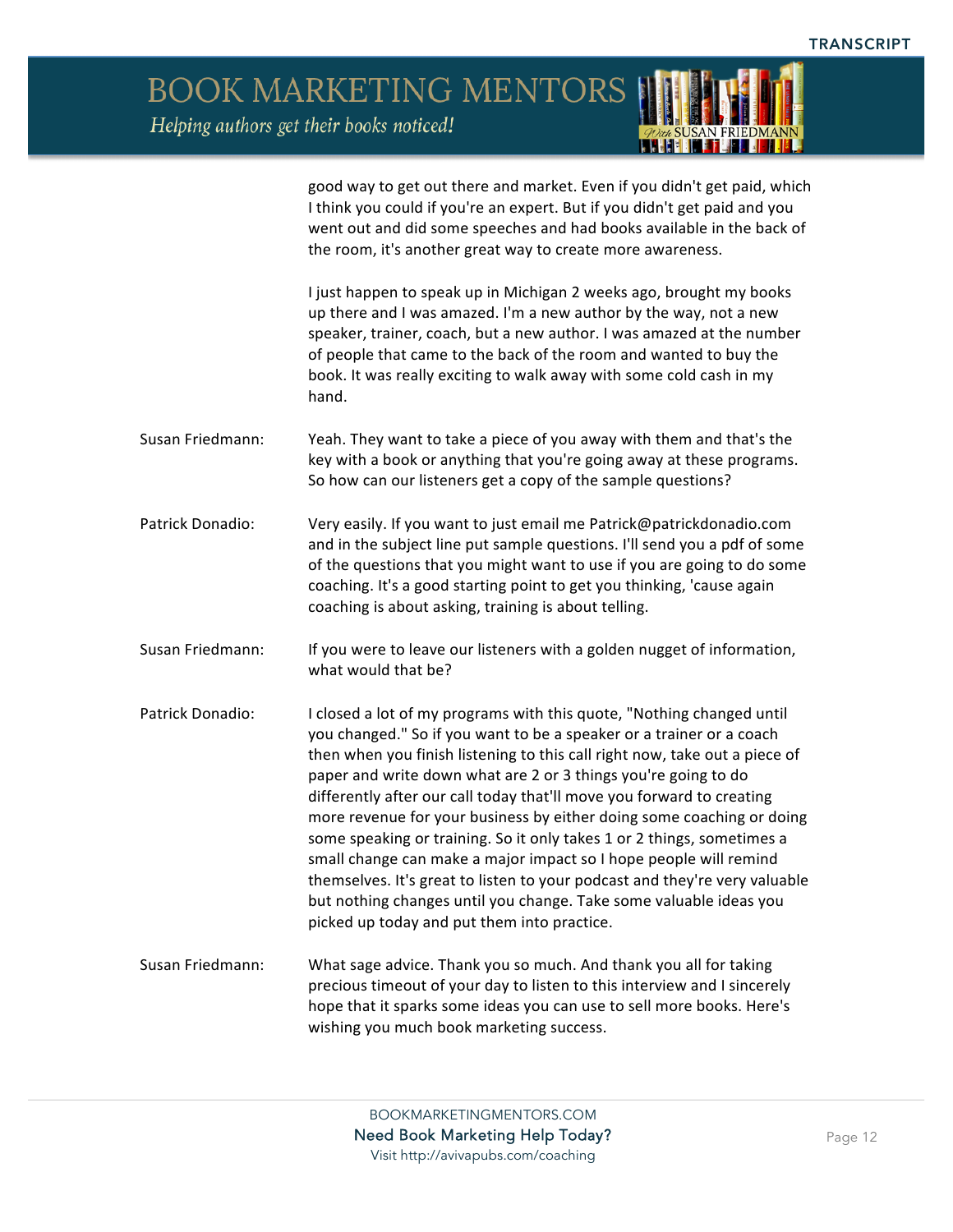good way to get out there and market. Even if you didn't get paid, which I think you could if you're an expert. But if you didn't get paid and you went out and did some speeches and had books available in the back of the room, it's another great way to create more awareness.

I just happen to speak up in Michigan 2 weeks ago, brought my books up there and I was amazed. I'm a new author by the way, not a new speaker, trainer, coach, but a new author. I was amazed at the number of people that came to the back of the room and wanted to buy the book. It was really exciting to walk away with some cold cash in my hand.

**Susan Friedmann:** Yeah. They want to take a piece of you away with them and that's the key with a book or anything that you're going away at these programs. So how can our listeners get a copy of the sample questions?

**Patrick Donadio:** Very easily. If you want to just email me Patrick@patrickdonadio.com and in the subject line put sample questions. I'll send you a pdf of some of the questions that you might want to use if you are going to do some coaching. It's a good starting point to get you thinking, 'cause again coaching is about asking, training is about telling.

**Susan Friedmann:** If you were to leave our listeners with a golden nugget of information, what would that be?

**Patrick Donadio:** I closed a lot of my programs with this quote, "Nothing changed until you changed." So if you want to be a speaker or a trainer or a coach then when you finish listening to this call right now, take out a piece of paper and write down what are 2 or 3 things you're going to do differently after our call today that'll move you forward to creating more revenue for your business by either doing some coaching or doing some speaking or training. So it only takes 1 or 2 things, sometimes a small change can make a major impact so I hope people will remind themselves. It's great to listen to your podcast and they're very valuable but nothing changes until you change. Take some valuable ideas you picked up today and put them into practice.

**Susan Friedmann:** What sage advice. Thank you so much. And thank you all for taking precious timeout of your day to listen to this interview and I sincerely hope that it sparks some ideas you can use to sell more books. Here's wishing you much book marketing success.